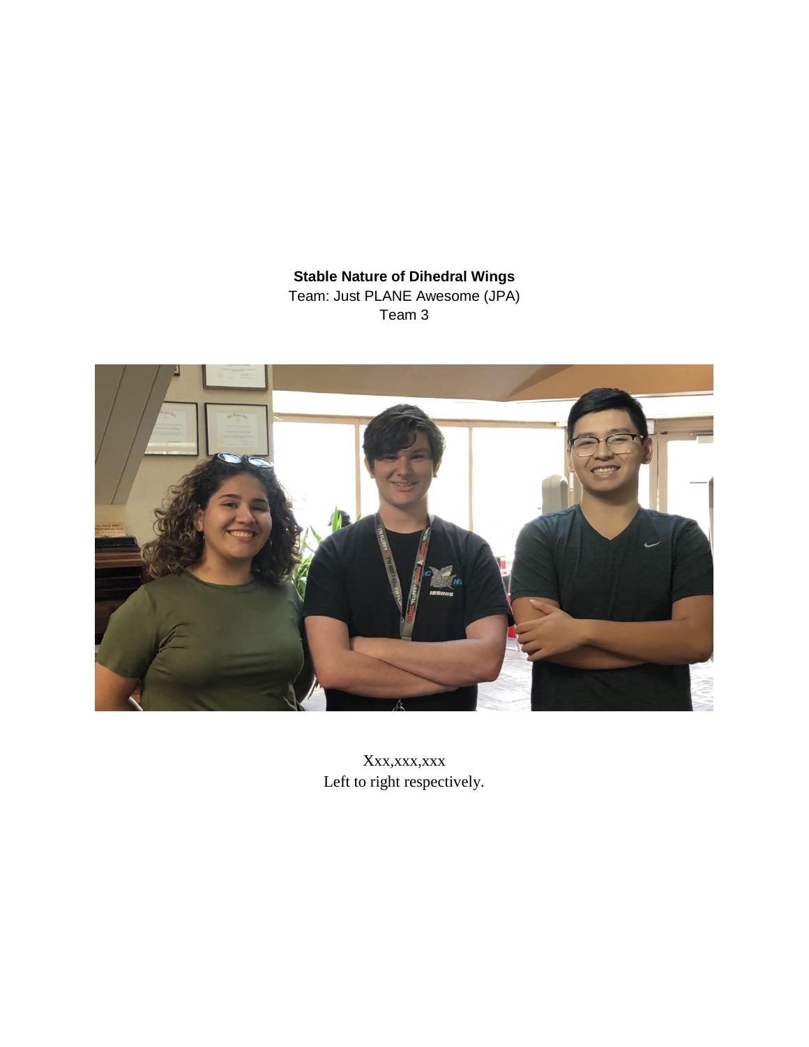**Stable Nature of Dihedral Wings**

Team: Just PLANE Awesome (JPA)

Team 3

Xxx,xxx,xxx

Left to right respectively.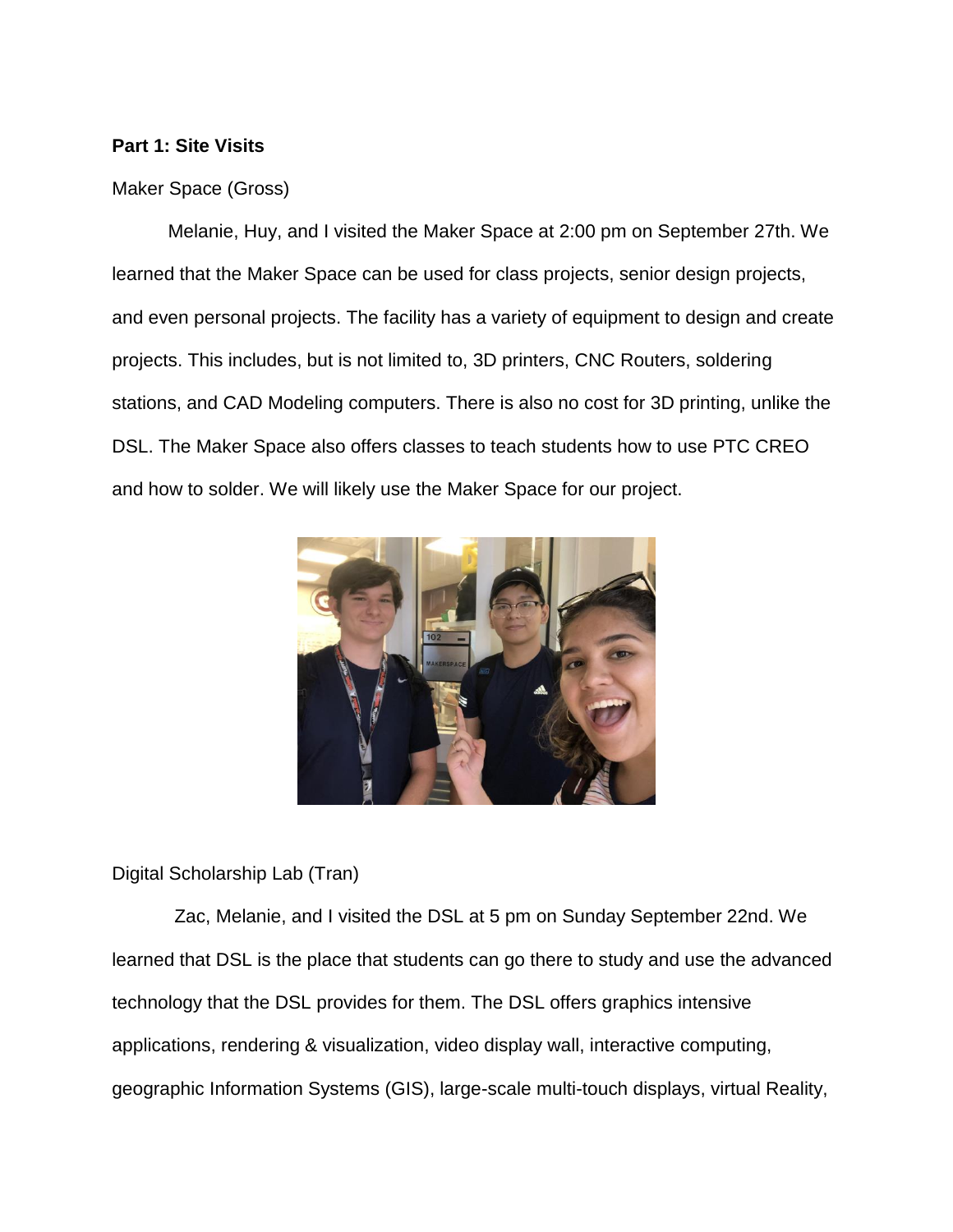**Part 1: Site Visits**

Maker Space (Gross)

Melanie, Huy, and I visited the Maker Space at 2:00 pm on September 27th. We learned that the Maker Space can be used for class projects, senior design projects, and even personal projects. The facility has a variety of equipment to design and create projects. This includes, but is not limited to, 3D printers, CNC Routers, soldering stations, and CAD Modeling computers. There is also no cost for 3D printing, unlike the DSL. The Maker Space also offers classes to teach students how to use PTC CREO and how to solder. We will likely use the Maker Space for our project.

Digital Scholarship Lab (Tran)

Zac, Melanie, and I visited the DSL at 5 pm on Sunday September 22nd. We learned that DSL is the place that students can go there to study and use the advanced technology that the DSL provides for them. The DSL offers graphics intensive applications, rendering & visualization, video display wall, interactive computing, geographic Information Systems (GIS), large-scale multi-touch displays, virtual Reality,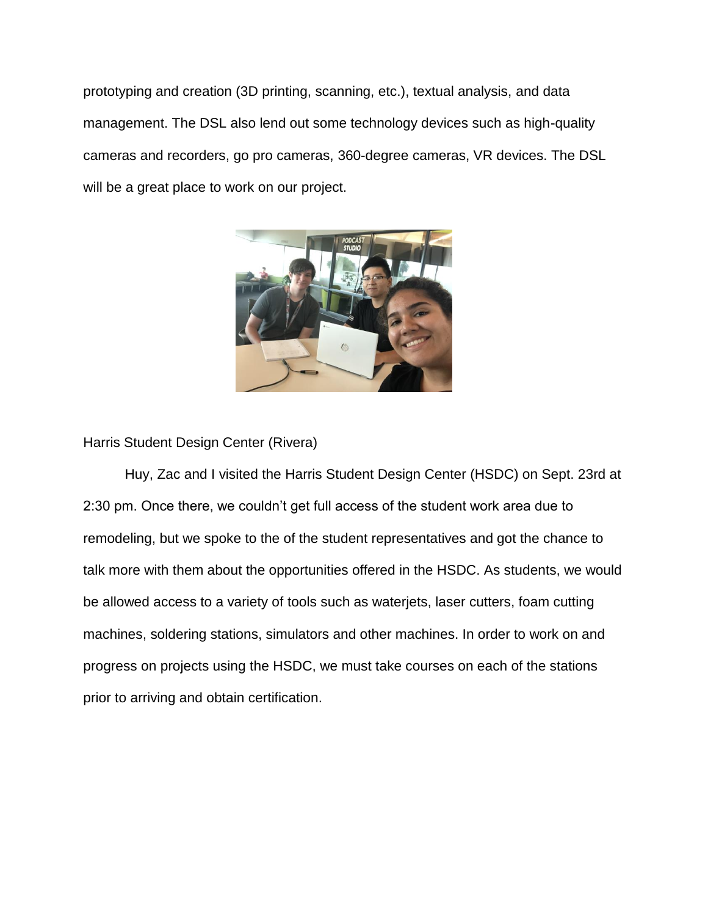prototyping and creation (3D printing, scanning, etc.), textual analysis, and data management. The DSL also lend out some technology devices such as high-quality cameras and recorders, go pro cameras, 360-degree cameras, VR devices. The DSL will be a great place to work on our project.

Harris Student Design Center (Rivera)

Huy, Zac and I visited the Harris Student Design Center (HSDC) on Sept. 23rd at 2:30 pm. Once there, we couldn't get full access of the student work area due to remodeling, but we spoke to the of the student representatives and got the chance to talk more with them about the opportunities offered in the HSDC. As students, we would be allowed access to a variety of tools such as waterjets, laser cutters, foam cutting machines, soldering stations, simulators and other machines. In order to work on and progress on projects using the HSDC, we must take courses on each of the stations prior to arriving and obtain certification.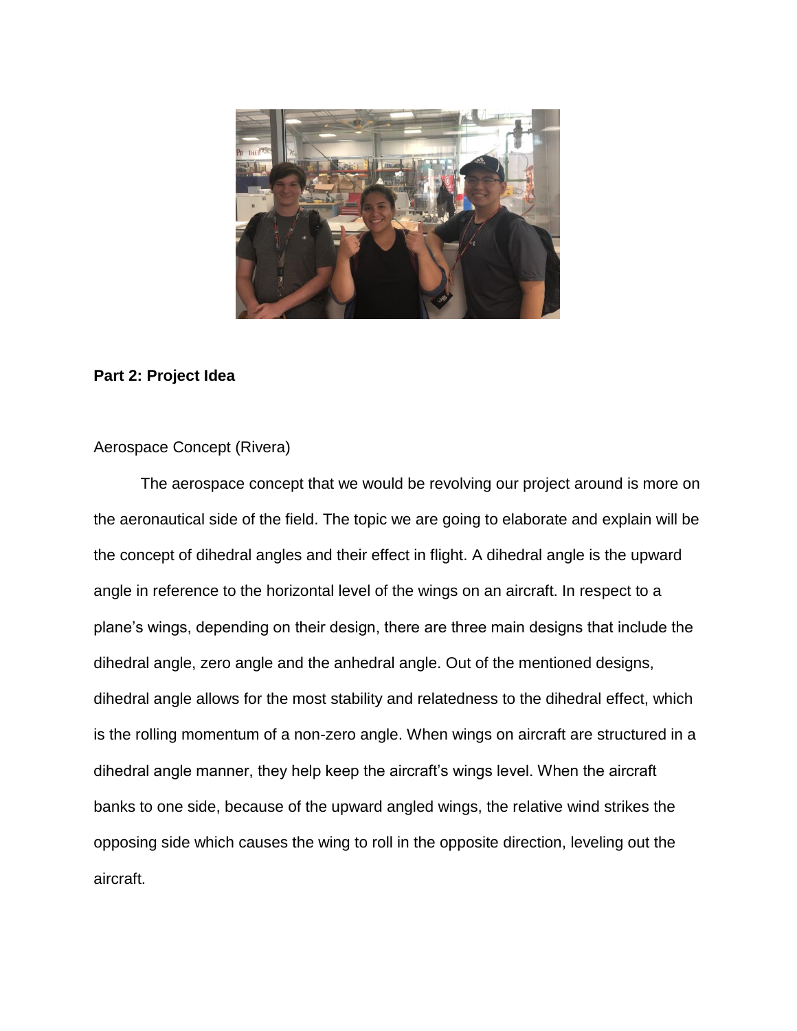**Part 2: Project Idea**

Aerospace Concept (Rivera)

The aerospace concept that we would be revolving our project around is more on the aeronautical side of the field. The topic we are going to elaborate and explain will be the concept of dihedral angles and their effect in flight. A dihedral angle is the upward angle in reference to the horizontal level of the wings on an aircraft. In respect to a plane's wings, depending on their design, there are three main designs that include the dihedral angle, zero angle and the anhedral angle. Out of the mentioned designs, dihedral angle allows for the most stability and relatedness to the dihedral effect, which is the rolling momentum of a non-zero angle. When wings on aircraft are structured in a dihedral angle manner, they help keep the aircraft's wings level. When the aircraft banks to one side, because of the upward angled wings, the relative wind strikes the opposing side which causes the wing to roll in the opposite direction, leveling out the aircraft.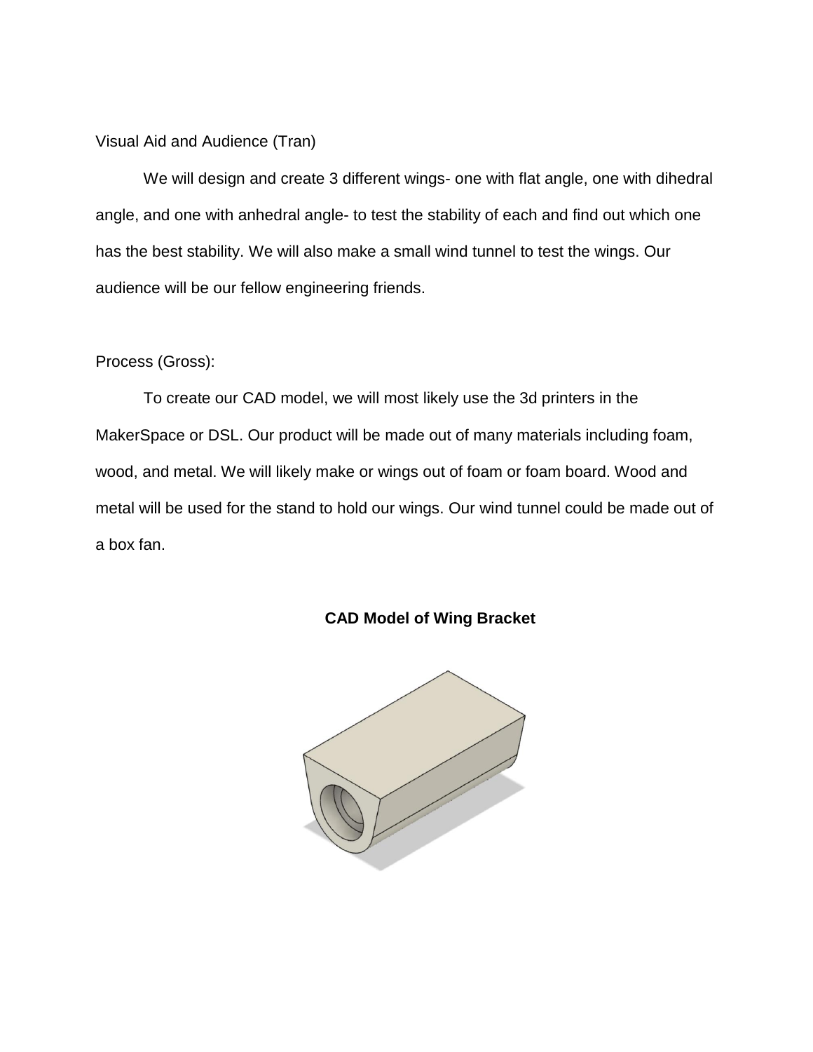Visual Aid and Audience (Tran)

We will design and create 3 different wings- one with flat angle, one with dihedral angle, and one with anhedral angle- to test the stability of each and find out which one has the best stability. We will also make a small wind tunnel to test the wings. Our audience will be our fellow engineering friends.

Process (Gross):

To create our CAD model, we will most likely use the 3d printers in the MakerSpace or DSL. Our product will be made out of many materials including foam, wood, and metal. We will likely make or wings out of foam or foam board. Wood and metal will be used for the stand to hold our wings. Our wind tunnel could be made out of a box fan.

**CAD Model of Wing Bracket**